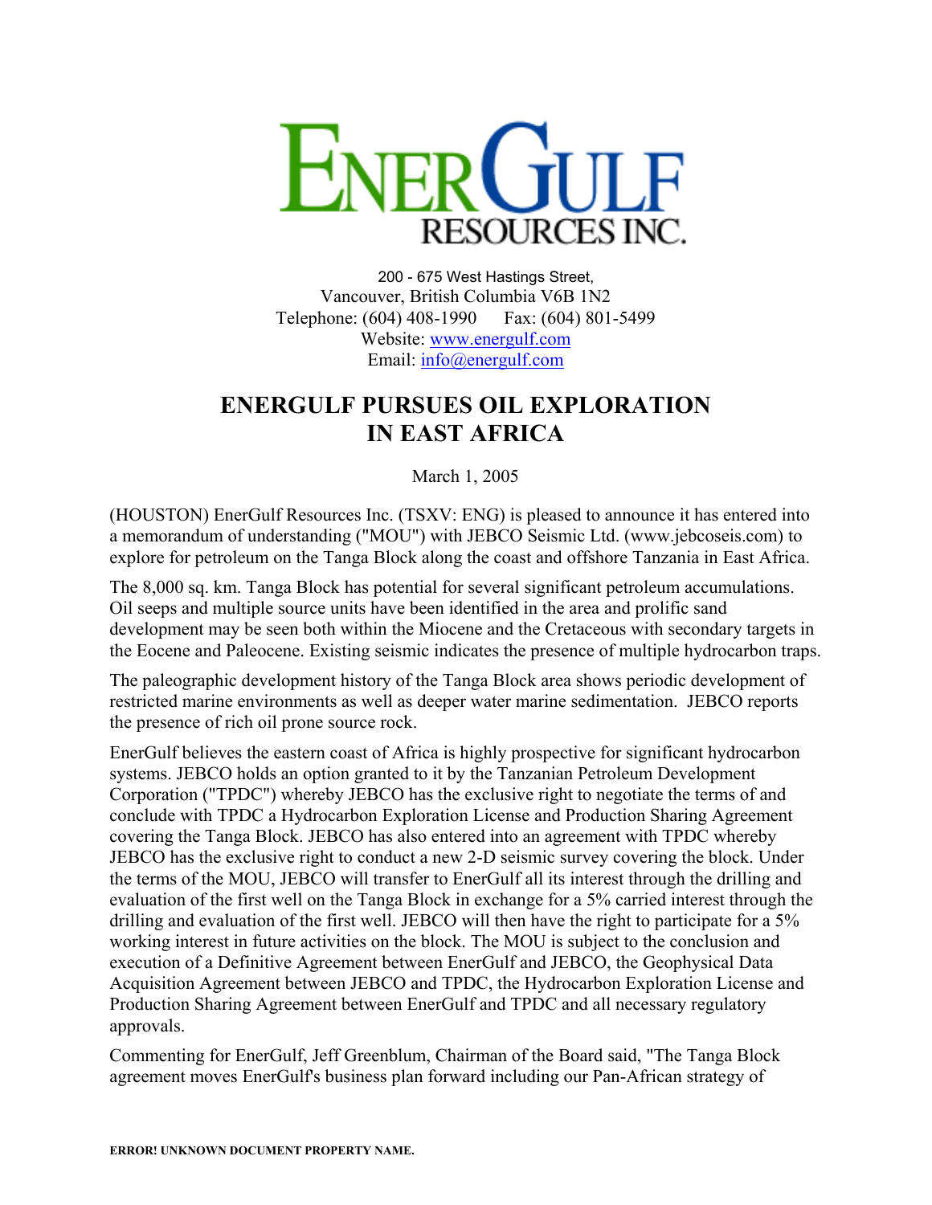# ENERGULF RESOURCES INC.

200 - 675 West Hastings Street,
Vancouver, British Columbia V6B 1N2
Telephone: (604) 408-1990 Fax: (604) 801-5499
Website: www.energulf.com
Email: info@energulf.com

## ENERGULF PURSUES OIL EXPLORATION IN EAST AFRICA

March 1, 2005

(HOUSTON) EnerGulf Resources Inc. (TSXV: ENG) is pleased to announce it has entered into a memorandum of understanding ("MOU") with JEBCO Seismic Ltd. (www.jebcoseis.com) to explore for petroleum on the Tanga Block along the coast and offshore Tanzania in East Africa.

The 8,000 sq. km. Tanga Block has potential for several significant petroleum accumulations. Oil seeps and multiple source units have been identified in the area and prolific sand development may be seen both within the Miocene and the Cretaceous with secondary targets in the Eocene and Paleocene. Existing seismic indicates the presence of multiple hydrocarbon traps.

The paleographic development history of the Tanga Block area shows periodic development of restricted marine environments as well as deeper water marine sedimentation. JEBCO reports the presence of rich oil prone source rock.

EnerGulf believes the eastern coast of Africa is highly prospective for significant hydrocarbon systems. JEBCO holds an option granted to it by the Tanzanian Petroleum Development Corporation ("TPDC") whereby JEBCO has the exclusive right to negotiate the terms of and conclude with TPDC a Hydrocarbon Exploration License and Production Sharing Agreement covering the Tanga Block. JEBCO has also entered into an agreement with TPDC whereby JEBCO has the exclusive right to conduct a new 2-D seismic survey covering the block. Under the terms of the MOU, JEBCO will transfer to EnerGulf all its interest through the drilling and evaluation of the first well on the Tanga Block in exchange for a 5% carried interest through the drilling and evaluation of the first well. JEBCO will then have the right to participate for a 5% working interest in future activities on the block. The MOU is subject to the conclusion and execution of a Definitive Agreement between EnerGulf and JEBCO, the Geophysical Data Acquisition Agreement between JEBCO and TPDC, the Hydrocarbon Exploration License and Production Sharing Agreement between EnerGulf and TPDC and all necessary regulatory approvals.

Commenting for EnerGulf, Jeff Greenblum, Chairman of the Board said, "The Tanga Block agreement moves EnerGulf's business plan forward including our Pan-African strategy of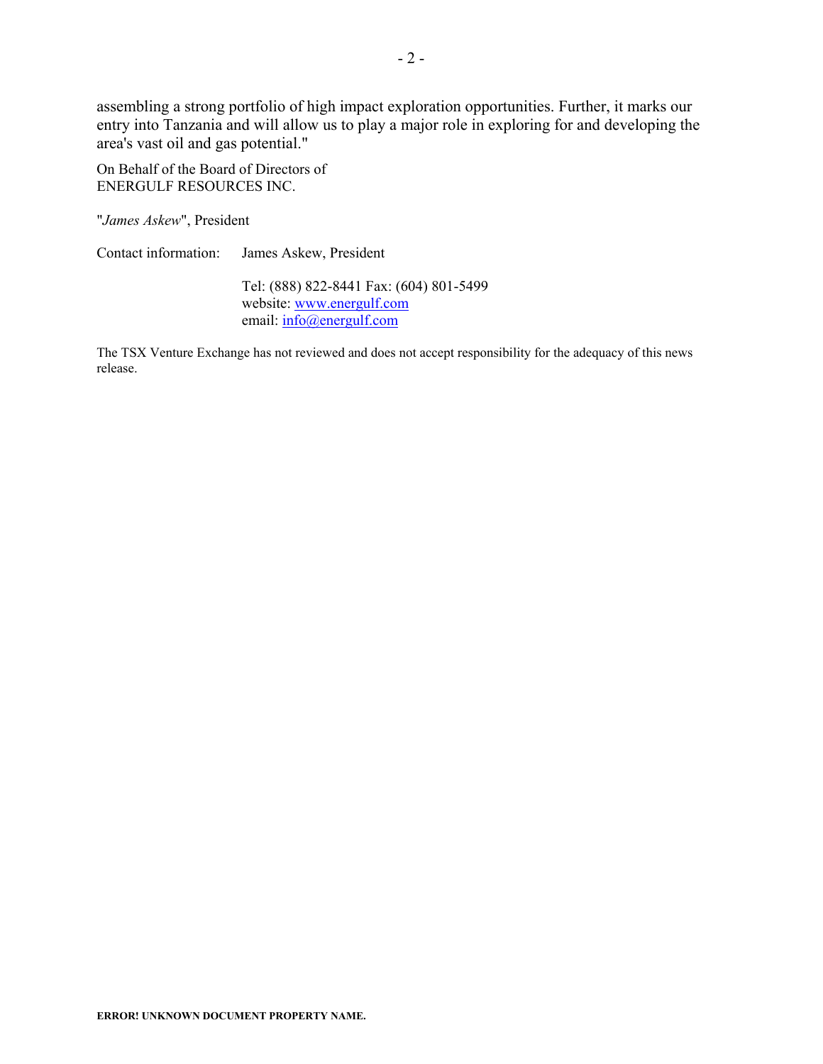assembling a strong portfolio of high impact exploration opportunities. Further, it marks our entry into Tanzania and will allow us to play a major role in exploring for and developing the area's vast oil and gas potential."

On Behalf of the Board of Directors of
ENERGULF RESOURCES INC.

"*James Askew*", President

Contact information: James Askew, President

Tel: (888) 822-8441 Fax: (604) 801-5499
website: www.energulf.com
email: info@energulf.com

The TSX Venture Exchange has not reviewed and does not accept responsibility for the adequacy of this news release.

**ERROR! UNKNOWN DOCUMENT PROPERTY NAME.**